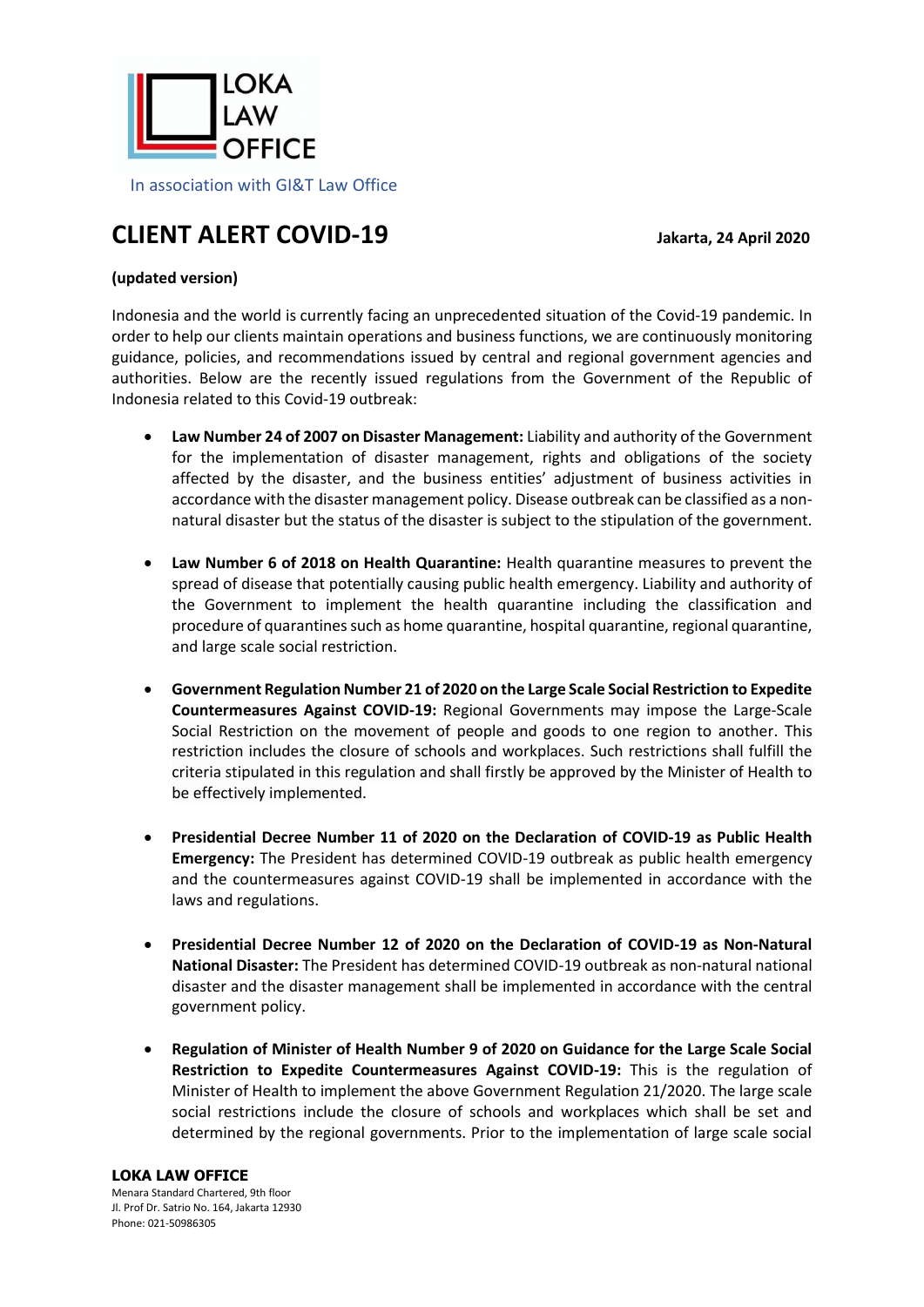LOKA LAW OFFICE

In association with GI&T Law Office

# CLIENT ALERT COVID-19

**Jakarta, 24 April 2020**

**(updated version)**

Indonesia and the world is currently facing an unprecedented situation of the Covid-19 pandemic. In order to help our clients maintain operations and business functions, we are continuously monitoring guidance, policies, and recommendations issued by central and regional government agencies and authorities. Below are the recently issued regulations from the Government of the Republic of Indonesia related to this Covid-19 outbreak:

- **Law Number 24 of 2007 on Disaster Management:** Liability and authority of the Government for the implementation of disaster management, rights and obligations of the society affected by the disaster, and the business entities' adjustment of business activities in accordance with the disaster management policy. Disease outbreak can be classified as a non-natural disaster but the status of the disaster is subject to the stipulation of the government.

- **Law Number 6 of 2018 on Health Quarantine:** Health quarantine measures to prevent the spread of disease that potentially causing public health emergency. Liability and authority of the Government to implement the health quarantine including the classification and procedure of quarantines such as home quarantine, hospital quarantine, regional quarantine, and large scale social restriction.

- **Government Regulation Number 21 of 2020 on the Large Scale Social Restriction to Expedite Countermeasures Against COVID-19:** Regional Governments may impose the Large-Scale Social Restriction on the movement of people and goods to one region to another. This restriction includes the closure of schools and workplaces. Such restrictions shall fulfill the criteria stipulated in this regulation and shall firstly be approved by the Minister of Health to be effectively implemented.

- **Presidential Decree Number 11 of 2020 on the Declaration of COVID-19 as Public Health Emergency:** The President has determined COVID-19 outbreak as public health emergency and the countermeasures against COVID-19 shall be implemented in accordance with the laws and regulations.

- **Presidential Decree Number 12 of 2020 on the Declaration of COVID-19 as Non-Natural National Disaster:** The President has determined COVID-19 outbreak as non-natural national disaster and the disaster management shall be implemented in accordance with the central government policy.

- **Regulation of Minister of Health Number 9 of 2020 on Guidance for the Large Scale Social Restriction to Expedite Countermeasures Against COVID-19:** This is the regulation of Minister of Health to implement the above Government Regulation 21/2020. The large scale social restrictions include the closure of schools and workplaces which shall be set and determined by the regional governments. Prior to the implementation of large scale social

**LOKA LAW OFFICE**
Menara Standard Chartered, 9th floor
Jl. Prof Dr. Satrio No. 164, Jakarta 12930
Phone: 021-50986305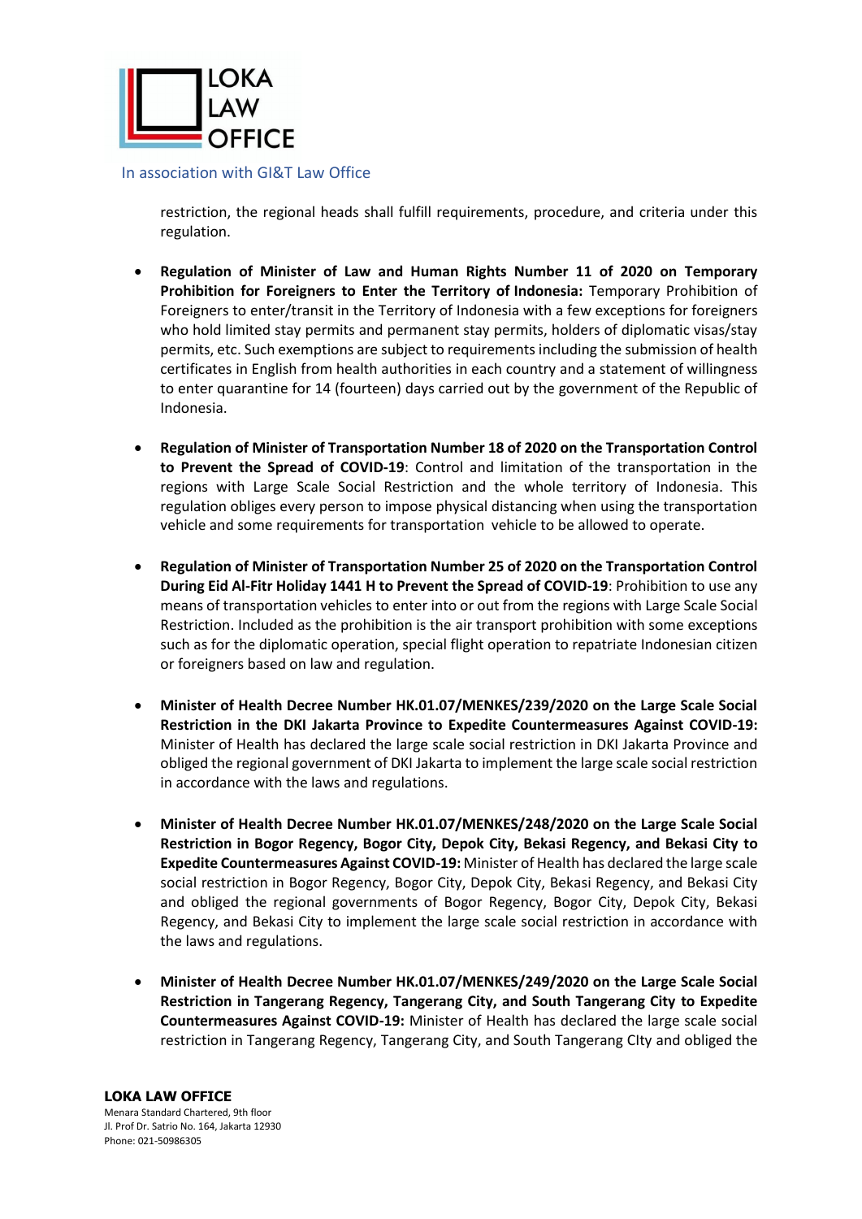restriction, the regional heads shall fulfill requirements, procedure, and criteria under this regulation.

- **Regulation of Minister of Law and Human Rights Number 11 of 2020 on Temporary Prohibition for Foreigners to Enter the Territory of Indonesia:** Temporary Prohibition of Foreigners to enter/transit in the Territory of Indonesia with a few exceptions for foreigners who hold limited stay permits and permanent stay permits, holders of diplomatic visas/stay permits, etc. Such exemptions are subject to requirements including the submission of health certificates in English from health authorities in each country and a statement of willingness to enter quarantine for 14 (fourteen) days carried out by the government of the Republic of Indonesia.

- **Regulation of Minister of Transportation Number 18 of 2020 on the Transportation Control to Prevent the Spread of COVID-19**: Control and limitation of the transportation in the regions with Large Scale Social Restriction and the whole territory of Indonesia. This regulation obliges every person to impose physical distancing when using the transportation vehicle and some requirements for transportation vehicle to be allowed to operate.

- **Regulation of Minister of Transportation Number 25 of 2020 on the Transportation Control During Eid Al-Fitr Holiday 1441 H to Prevent the Spread of COVID-19**: Prohibition to use any means of transportation vehicles to enter into or out from the regions with Large Scale Social Restriction. Included as the prohibition is the air transport prohibition with some exceptions such as for the diplomatic operation, special flight operation to repatriate Indonesian citizen or foreigners based on law and regulation.

- **Minister of Health Decree Number HK.01.07/MENKES/239/2020 on the Large Scale Social Restriction in the DKI Jakarta Province to Expedite Countermeasures Against COVID-19:** Minister of Health has declared the large scale social restriction in DKI Jakarta Province and obliged the regional government of DKI Jakarta to implement the large scale social restriction in accordance with the laws and regulations.

- **Minister of Health Decree Number HK.01.07/MENKES/248/2020 on the Large Scale Social Restriction in Bogor Regency, Bogor City, Depok City, Bekasi Regency, and Bekasi City to Expedite Countermeasures Against COVID-19:** Minister of Health has declared the large scale social restriction in Bogor Regency, Bogor City, Depok City, Bekasi Regency, and Bekasi City and obliged the regional governments of Bogor Regency, Bogor City, Depok City, Bekasi Regency, and Bekasi City to implement the large scale social restriction in accordance with the laws and regulations.

- **Minister of Health Decree Number HK.01.07/MENKES/249/2020 on the Large Scale Social Restriction in Tangerang Regency, Tangerang City, and South Tangerang City to Expedite Countermeasures Against COVID-19:** Minister of Health has declared the large scale social restriction in Tangerang Regency, Tangerang City, and South Tangerang CIty and obliged the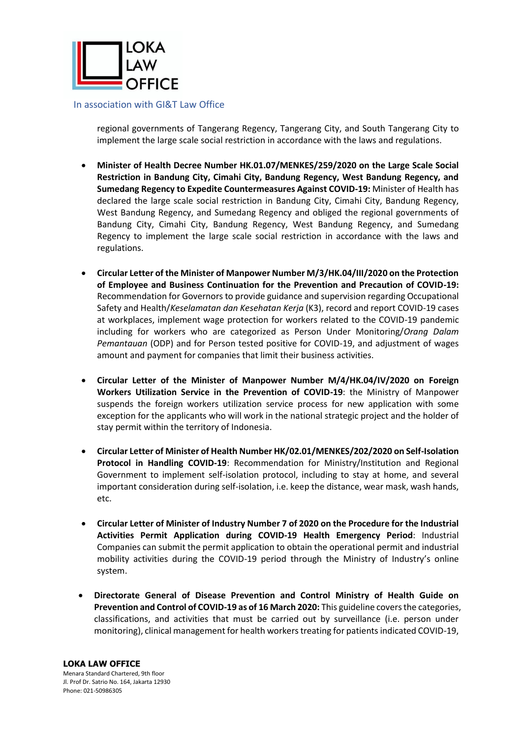regional governments of Tangerang Regency, Tangerang City, and South Tangerang City to implement the large scale social restriction in accordance with the laws and regulations.

- **Minister of Health Decree Number HK.01.07/MENKES/259/2020 on the Large Scale Social Restriction in Bandung City, Cimahi City, Bandung Regency, West Bandung Regency, and Sumedang Regency to Expedite Countermeasures Against COVID-19:** Minister of Health has declared the large scale social restriction in Bandung City, Cimahi City, Bandung Regency, West Bandung Regency, and Sumedang Regency and obliged the regional governments of Bandung City, Cimahi City, Bandung Regency, West Bandung Regency, and Sumedang Regency to implement the large scale social restriction in accordance with the laws and regulations.

- **Circular Letter of the Minister of Manpower Number M/3/HK.04/III/2020 on the Protection of Employee and Business Continuation for the Prevention and Precaution of COVID-19:** Recommendation for Governors to provide guidance and supervision regarding Occupational Safety and Health/*Keselamatan dan Kesehatan Kerja* (K3), record and report COVID-19 cases at workplaces, implement wage protection for workers related to the COVID-19 pandemic including for workers who are categorized as Person Under Monitoring/*Orang Dalam Pemantauan* (ODP) and for Person tested positive for COVID-19, and adjustment of wages amount and payment for companies that limit their business activities.

- **Circular Letter of the Minister of Manpower Number M/4/HK.04/IV/2020 on Foreign Workers Utilization Service in the Prevention of COVID-19**: the Ministry of Manpower suspends the foreign workers utilization service process for new application with some exception for the applicants who will work in the national strategic project and the holder of stay permit within the territory of Indonesia.

- **Circular Letter of Minister of Health Number HK/02.01/MENKES/202/2020 on Self-Isolation Protocol in Handling COVID-19**: Recommendation for Ministry/Institution and Regional Government to implement self-isolation protocol, including to stay at home, and several important consideration during self-isolation, i.e. keep the distance, wear mask, wash hands, etc.

- **Circular Letter of Minister of Industry Number 7 of 2020 on the Procedure for the Industrial Activities Permit Application during COVID-19 Health Emergency Period**: Industrial Companies can submit the permit application to obtain the operational permit and industrial mobility activities during the COVID-19 period through the Ministry of Industry's online system.

- **Directorate General of Disease Prevention and Control Ministry of Health Guide on Prevention and Control of COVID-19 as of 16 March 2020:** This guideline covers the categories, classifications, and activities that must be carried out by surveillance (i.e. person under monitoring), clinical management for health workers treating for patients indicated COVID-19,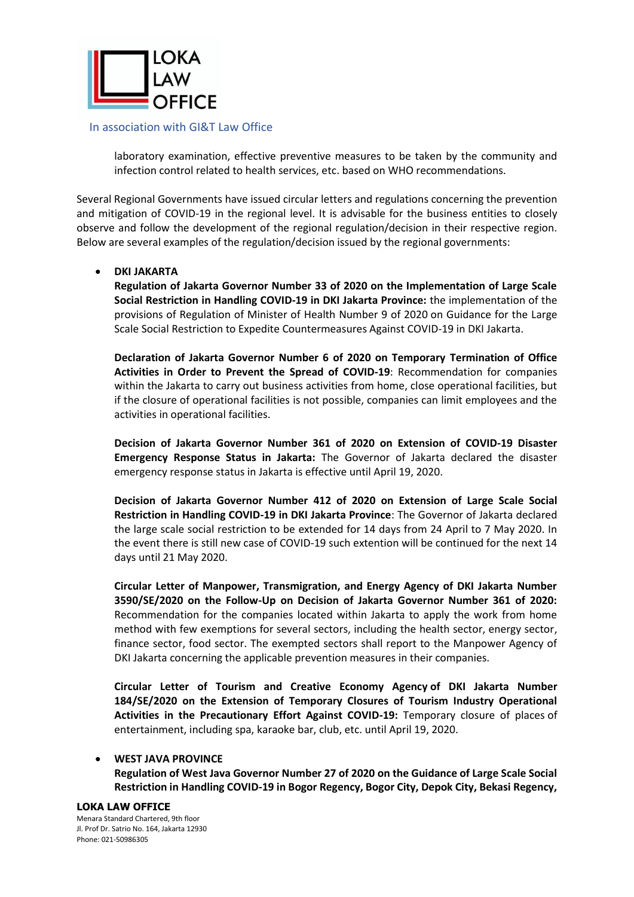laboratory examination, effective preventive measures to be taken by the community and infection control related to health services, etc. based on WHO recommendations.

Several Regional Governments have issued circular letters and regulations concerning the prevention and mitigation of COVID-19 in the regional level. It is advisable for the business entities to closely observe and follow the development of the regional regulation/decision in their respective region. Below are several examples of the regulation/decision issued by the regional governments:

- **DKI JAKARTA**
  **Regulation of Jakarta Governor Number 33 of 2020 on the Implementation of Large Scale Social Restriction in Handling COVID-19 in DKI Jakarta Province:** the implementation of the provisions of Regulation of Minister of Health Number 9 of 2020 on Guidance for the Large Scale Social Restriction to Expedite Countermeasures Against COVID-19 in DKI Jakarta.

  **Declaration of Jakarta Governor Number 6 of 2020 on Temporary Termination of Office Activities in Order to Prevent the Spread of COVID-19**: Recommendation for companies within the Jakarta to carry out business activities from home, close operational facilities, but if the closure of operational facilities is not possible, companies can limit employees and the activities in operational facilities.

  **Decision of Jakarta Governor Number 361 of 2020 on Extension of COVID-19 Disaster Emergency Response Status in Jakarta:** The Governor of Jakarta declared the disaster emergency response status in Jakarta is effective until April 19, 2020.

  **Decision of Jakarta Governor Number 412 of 2020 on Extension of Large Scale Social Restriction in Handling COVID-19 in DKI Jakarta Province**: The Governor of Jakarta declared the large scale social restriction to be extended for 14 days from 24 April to 7 May 2020. In the event there is still new case of COVID-19 such extention will be continued for the next 14 days until 21 May 2020.

  **Circular Letter of Manpower, Transmigration, and Energy Agency of DKI Jakarta Number 3590/SE/2020 on the Follow-Up on Decision of Jakarta Governor Number 361 of 2020:** Recommendation for the companies located within Jakarta to apply the work from home method with few exemptions for several sectors, including the health sector, energy sector, finance sector, food sector. The exempted sectors shall report to the Manpower Agency of DKI Jakarta concerning the applicable prevention measures in their companies.

  **Circular Letter of Tourism and Creative Economy Agency of DKI Jakarta Number 184/SE/2020 on the Extension of Temporary Closures of Tourism Industry Operational Activities in the Precautionary Effort Against COVID-19:** Temporary closure of places of entertainment, including spa, karaoke bar, club, etc. until April 19, 2020.

- **WEST JAVA PROVINCE**
  **Regulation of West Java Governor Number 27 of 2020 on the Guidance of Large Scale Social Restriction in Handling COVID-19 in Bogor Regency, Bogor City, Depok City, Bekasi Regency,**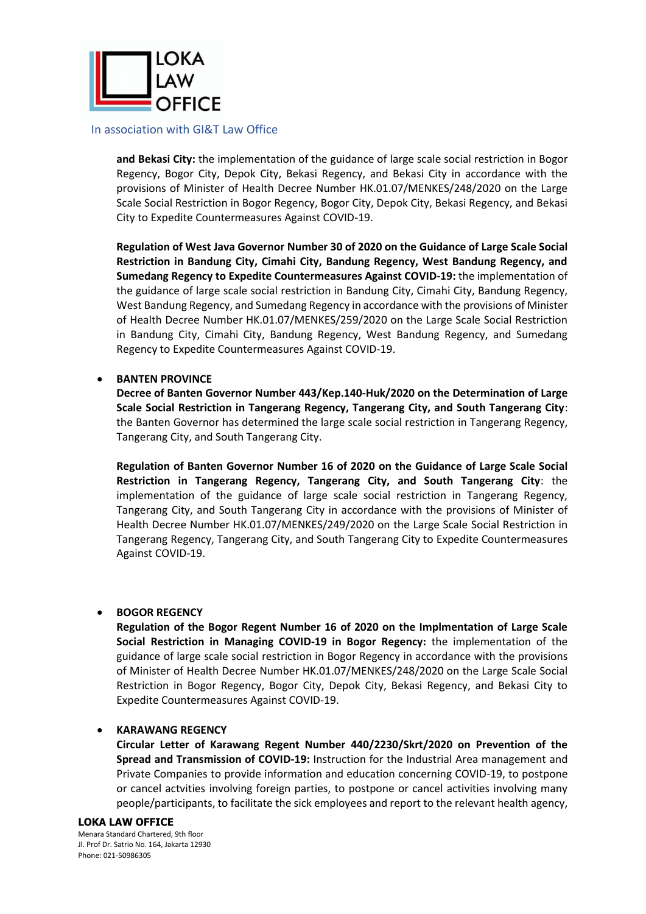**and Bekasi City:** the implementation of the guidance of large scale social restriction in Bogor Regency, Bogor City, Depok City, Bekasi Regency, and Bekasi City in accordance with the provisions of Minister of Health Decree Number HK.01.07/MENKES/248/2020 on the Large Scale Social Restriction in Bogor Regency, Bogor City, Depok City, Bekasi Regency, and Bekasi City to Expedite Countermeasures Against COVID-19.

**Regulation of West Java Governor Number 30 of 2020 on the Guidance of Large Scale Social Restriction in Bandung City, Cimahi City, Bandung Regency, West Bandung Regency, and Sumedang Regency to Expedite Countermeasures Against COVID-19:** the implementation of the guidance of large scale social restriction in Bandung City, Cimahi City, Bandung Regency, West Bandung Regency, and Sumedang Regency in accordance with the provisions of Minister of Health Decree Number HK.01.07/MENKES/259/2020 on the Large Scale Social Restriction in Bandung City, Cimahi City, Bandung Regency, West Bandung Regency, and Sumedang Regency to Expedite Countermeasures Against COVID-19.

- **BANTEN PROVINCE**

  **Decree of Banten Governor Number 443/Kep.140-Huk/2020 on the Determination of Large Scale Social Restriction in Tangerang Regency, Tangerang City, and South Tangerang City**: the Banten Governor has determined the large scale social restriction in Tangerang Regency, Tangerang City, and South Tangerang City.

  **Regulation of Banten Governor Number 16 of 2020 on the Guidance of Large Scale Social Restriction in Tangerang Regency, Tangerang City, and South Tangerang City**: the implementation of the guidance of large scale social restriction in Tangerang Regency, Tangerang City, and South Tangerang City in accordance with the provisions of Minister of Health Decree Number HK.01.07/MENKES/249/2020 on the Large Scale Social Restriction in Tangerang Regency, Tangerang City, and South Tangerang City to Expedite Countermeasures Against COVID-19.

- **BOGOR REGENCY**

  **Regulation of the Bogor Regent Number 16 of 2020 on the Implmentation of Large Scale Social Restriction in Managing COVID-19 in Bogor Regency:** the implementation of the guidance of large scale social restriction in Bogor Regency in accordance with the provisions of Minister of Health Decree Number HK.01.07/MENKES/248/2020 on the Large Scale Social Restriction in Bogor Regency, Bogor City, Depok City, Bekasi Regency, and Bekasi City to Expedite Countermeasures Against COVID-19.

- **KARAWANG REGENCY**

  **Circular Letter of Karawang Regent Number 440/2230/Skrt/2020 on Prevention of the Spread and Transmission of COVID-19:** Instruction for the Industrial Area management and Private Companies to provide information and education concerning COVID-19, to postpone or cancel actvities involving foreign parties, to postpone or cancel activities involving many people/participants, to facilitate the sick employees and report to the relevant health agency,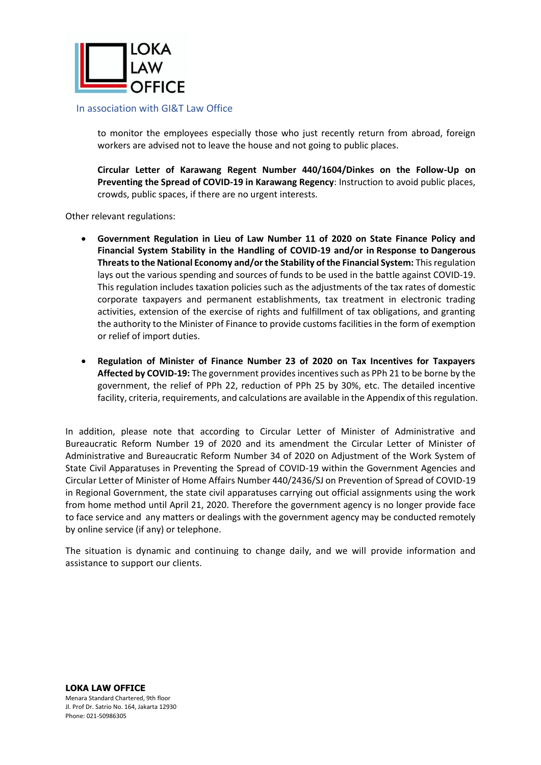to monitor the employees especially those who just recently return from abroad, foreign workers are advised not to leave the house and not going to public places.

**Circular Letter of Karawang Regent Number 440/1604/Dinkes on the Follow-Up on Preventing the Spread of COVID-19 in Karawang Regency**: Instruction to avoid public places, crowds, public spaces, if there are no urgent interests.

Other relevant regulations:

- **Government Regulation in Lieu of Law Number 11 of 2020 on State Finance Policy and Financial System Stability in the Handling of COVID-19 and/or in Response to Dangerous Threats to the National Economy and/or the Stability of the Financial System:** This regulation lays out the various spending and sources of funds to be used in the battle against COVID-19. This regulation includes taxation policies such as the adjustments of the tax rates of domestic corporate taxpayers and permanent establishments, tax treatment in electronic trading activities, extension of the exercise of rights and fulfillment of tax obligations, and granting the authority to the Minister of Finance to provide customs facilities in the form of exemption or relief of import duties.

- **Regulation of Minister of Finance Number 23 of 2020 on Tax Incentives for Taxpayers Affected by COVID-19:** The government provides incentives such as PPh 21 to be borne by the government, the relief of PPh 22, reduction of PPh 25 by 30%, etc. The detailed incentive facility, criteria, requirements, and calculations are available in the Appendix of this regulation.

In addition, please note that according to Circular Letter of Minister of Administrative and Bureaucratic Reform Number 19 of 2020 and its amendment the Circular Letter of Minister of Administrative and Bureaucratic Reform Number 34 of 2020 on Adjustment of the Work System of State Civil Apparatuses in Preventing the Spread of COVID-19 within the Government Agencies and Circular Letter of Minister of Home Affairs Number 440/2436/SJ on Prevention of Spread of COVID-19 in Regional Government, the state civil apparatuses carrying out official assignments using the work from home method until April 21, 2020. Therefore the government agency is no longer provide face to face service and any matters or dealings with the government agency may be conducted remotely by online service (if any) or telephone.

The situation is dynamic and continuing to change daily, and we will provide information and assistance to support our clients.